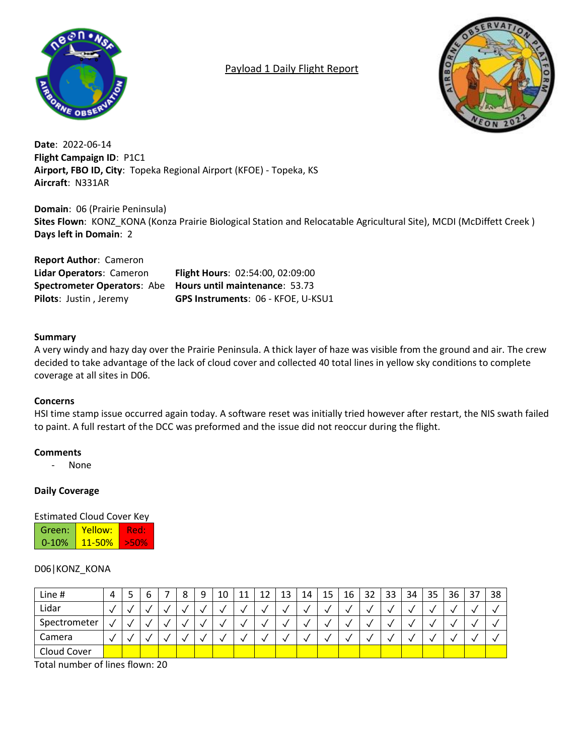# Payload 1 Daily Flight Report

**Date**: 2022-06-14
**Flight Campaign ID**: P1C1
**Airport, FBO ID, City**: Topeka Regional Airport (KFOE) - Topeka, KS
**Aircraft**: N331AR

**Domain**: 06 (Prairie Peninsula)
**Sites Flown**: KONZ_KONA (Konza Prairie Biological Station and Relocatable Agricultural Site), MCDI (McDiffett Creek )
**Days left in Domain**: 2

**Report Author**: Cameron
**Lidar Operators**: Cameron
**Spectrometer Operators**: Abe
**Pilots**: Justin , Jeremy
**Flight Hours**: 02:54:00, 02:09:00
**Hours until maintenance**: 53.73
**GPS Instruments**: 06 - KFOE, U-KSU1

### Summary

A very windy and hazy day over the Prairie Peninsula. A thick layer of haze was visible from the ground and air. The crew decided to take advantage of the lack of cloud cover and collected 40 total lines in yellow sky conditions to complete coverage at all sites in D06.

### Concerns

HSI time stamp issue occurred again today. A software reset was initially tried however after restart, the NIS swath failed to paint. A full restart of the DCC was preformed and the issue did not reoccur during the flight.

### Comments

- None

### Daily Coverage

Estimated Cloud Cover Key

| Green: 0-10% | Yellow: 11-50% | Red: >50% |
|---|---|---|

D06|KONZ_KONA

| Line # | 4 | 5 | 6 | 7 | 8 | 9 | 10 | 11 | 12 | 13 | 14 | 15 | 16 | 32 | 33 | 34 | 35 | 36 | 37 | 38 |
|---|---|---|---|---|---|---|---|---|---|---|---|---|---|---|---|---|---|---|---|---|
| Lidar | √ | √ | √ | √ | √ | √ | √ | √ | √ | √ | √ | √ | √ | √ | √ | √ | √ | √ | √ | √ |
| Spectrometer | √ | √ | √ | √ | √ | √ | √ | √ | √ | √ | √ | √ | √ | √ | √ | √ | √ | √ | √ | √ |
| Camera | √ | √ | √ | √ | √ | √ | √ | √ | √ | √ | √ | √ | √ | √ | √ | √ | √ | √ | √ | √ |
| Cloud Cover | Yellow | Yellow | Yellow | Yellow | Yellow | Yellow | Yellow | Yellow | Yellow | Yellow | Yellow | Yellow | Yellow | Yellow | Yellow | Yellow | Yellow | Yellow | Yellow | Yellow |

Total number of lines flown: 20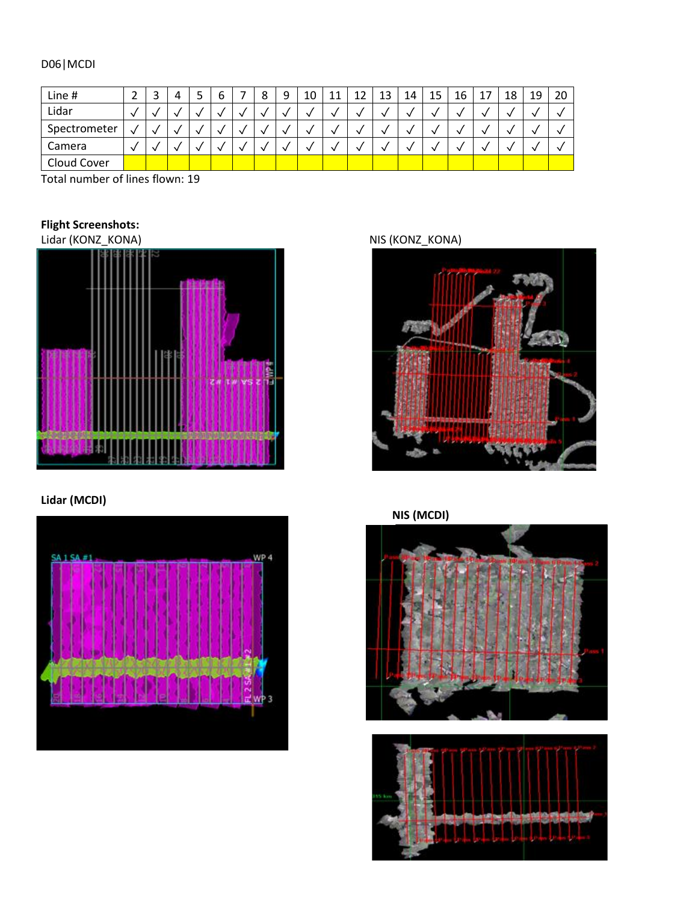D06|MCDI

| Line # | 2 | 3 | 4 | 5 | 6 | 7 | 8 | 9 | 10 | 11 | 12 | 13 | 14 | 15 | 16 | 17 | 18 | 19 | 20 |
|---|---|---|---|---|---|---|---|---|---|---|---|---|---|---|---|---|---|---|---|
| Lidar | ✓ | ✓ | ✓ | ✓ | ✓ | ✓ | ✓ | ✓ | ✓ | ✓ | ✓ | ✓ | ✓ | ✓ | ✓ | ✓ | ✓ | ✓ | ✓ |
| Spectrometer | ✓ | ✓ | ✓ | ✓ | ✓ | ✓ | ✓ | ✓ | ✓ | ✓ | ✓ | ✓ | ✓ | ✓ | ✓ | ✓ | ✓ | ✓ | ✓ |
| Camera | ✓ | ✓ | ✓ | ✓ | ✓ | ✓ | ✓ | ✓ | ✓ | ✓ | ✓ | ✓ | ✓ | ✓ | ✓ | ✓ | ✓ | ✓ | ✓ |
| Cloud Cover | | | | | | | | | | | | | | | | | | | |

Total number of lines flown: 19

**Flight Screenshots:**

Lidar (KONZ_KONA)

NIS (KONZ_KONA)

**Lidar (MCDI)**

**NIS (MCDI)**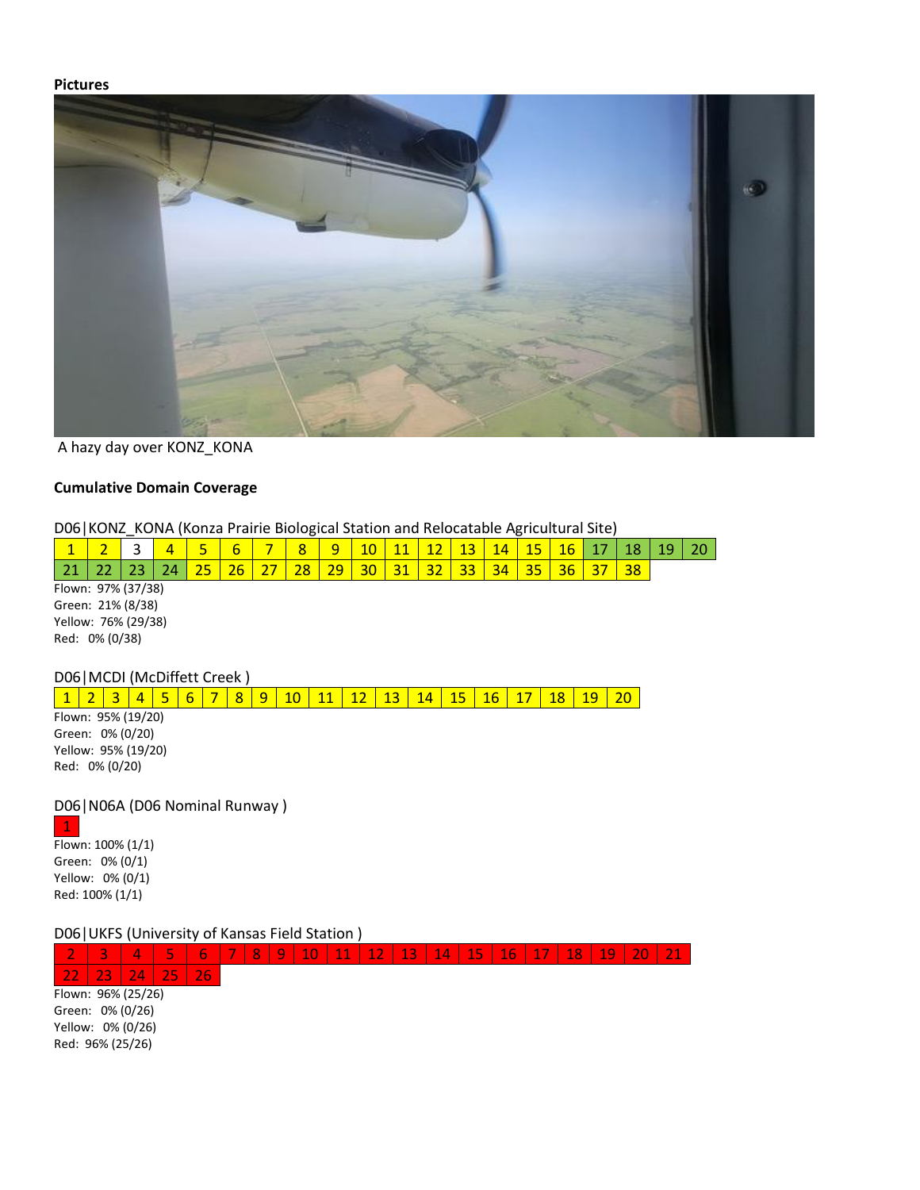**Pictures**

A hazy day over KONZ_KONA

**Cumulative Domain Coverage**

D06|KONZ_KONA (Konza Prairie Biological Station and Relocatable Agricultural Site)

| 1 | 2 | 3 | 4 | 5 | 6 | 7 | 8 | 9 | 10 | 11 | 12 | 13 | 14 | 15 | 16 | 17 | 18 | 19 | 20 |
|---|---|---|---|---|---|---|---|---|---|---|---|---|---|---|---|---|---|---|---|
| 21 | 22 | 23 | 24 | 25 | 26 | 27 | 28 | 29 | 30 | 31 | 32 | 33 | 34 | 35 | 36 | 37 | 38 | | |

Flown: 97% (37/38)
Green: 21% (8/38)
Yellow: 76% (29/38)
Red: 0% (0/38)

D06|MCDI (McDiffett Creek )

| 1 | 2 | 3 | 4 | 5 | 6 | 7 | 8 | 9 | 10 | 11 | 12 | 13 | 14 | 15 | 16 | 17 | 18 | 19 | 20 |
|---|---|---|---|---|---|---|---|---|---|---|---|---|---|---|---|---|---|---|---|

Flown: 95% (19/20)
Green: 0% (0/20)
Yellow: 95% (19/20)
Red: 0% (0/20)

D06|N06A (D06 Nominal Runway )

| 1 |
|---|

Flown: 100% (1/1)
Green: 0% (0/1)
Yellow: 0% (0/1)
Red: 100% (1/1)

D06|UKFS (University of Kansas Field Station )

| 2 | 3 | 4 | 5 | 6 | 7 | 8 | 9 | 10 | 11 | 12 | 13 | 14 | 15 | 16 | 17 | 18 | 19 | 20 | 21 |
|---|---|---|---|---|---|---|---|---|---|---|---|---|---|---|---|---|---|---|---|
| 22 | 23 | 24 | 25 | 26 | | | | | | | | | | | | | | | |

Flown: 96% (25/26)
Green: 0% (0/26)
Yellow: 0% (0/26)
Red: 96% (25/26)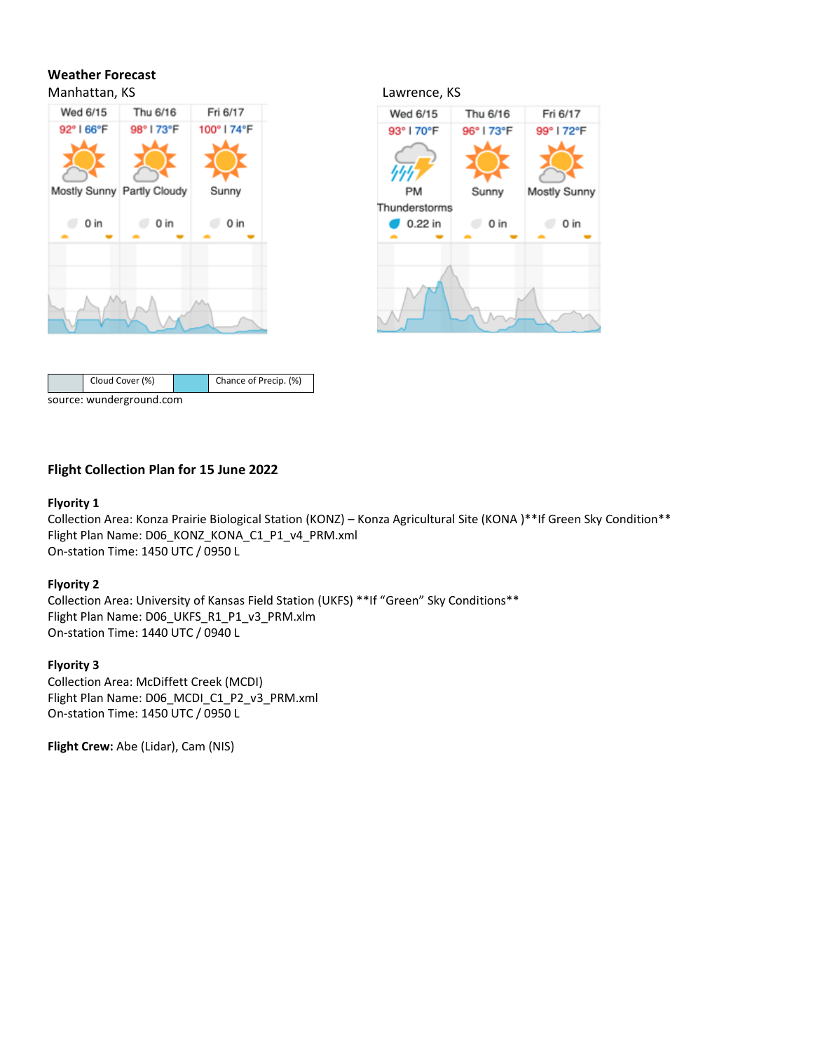**Weather Forecast**

Manhattan, KS

Wed 6/15
92° | 66°F
Mostly Sunny
0 in

Thu 6/16
98° | 73°F
Partly Cloudy
0 in

Fri 6/17
100° | 74°F
Sunny
0 in

Lawrence, KS

Wed 6/15
93° | 70°F
PM Thunderstorms
0.22 in

Thu 6/16
96° | 73°F
Sunny
0 in

Fri 6/17
99° | 72°F
Mostly Sunny
0 in

Cloud Cover (%)

Chance of Precip. (%)

source: wunderground.com

**Flight Collection Plan for 15 June 2022**

**Flyority 1**
Collection Area: Konza Prairie Biological Station (KONZ) – Konza Agricultural Site (KONA )**If Green Sky Condition**
Flight Plan Name: D06_KONZ_KONA_C1_P1_v4_PRM.xml
On-station Time: 1450 UTC / 0950 L

**Flyority 2**
Collection Area: University of Kansas Field Station (UKFS) **If "Green" Sky Conditions**
Flight Plan Name: D06_UKFS_R1_P1_v3_PRM.xlm
On-station Time: 1440 UTC / 0940 L

**Flyority 3**
Collection Area: McDiffett Creek (MCDI)
Flight Plan Name: D06_MCDI_C1_P2_v3_PRM.xml
On-station Time: 1450 UTC / 0950 L

**Flight Crew:** Abe (Lidar), Cam (NIS)